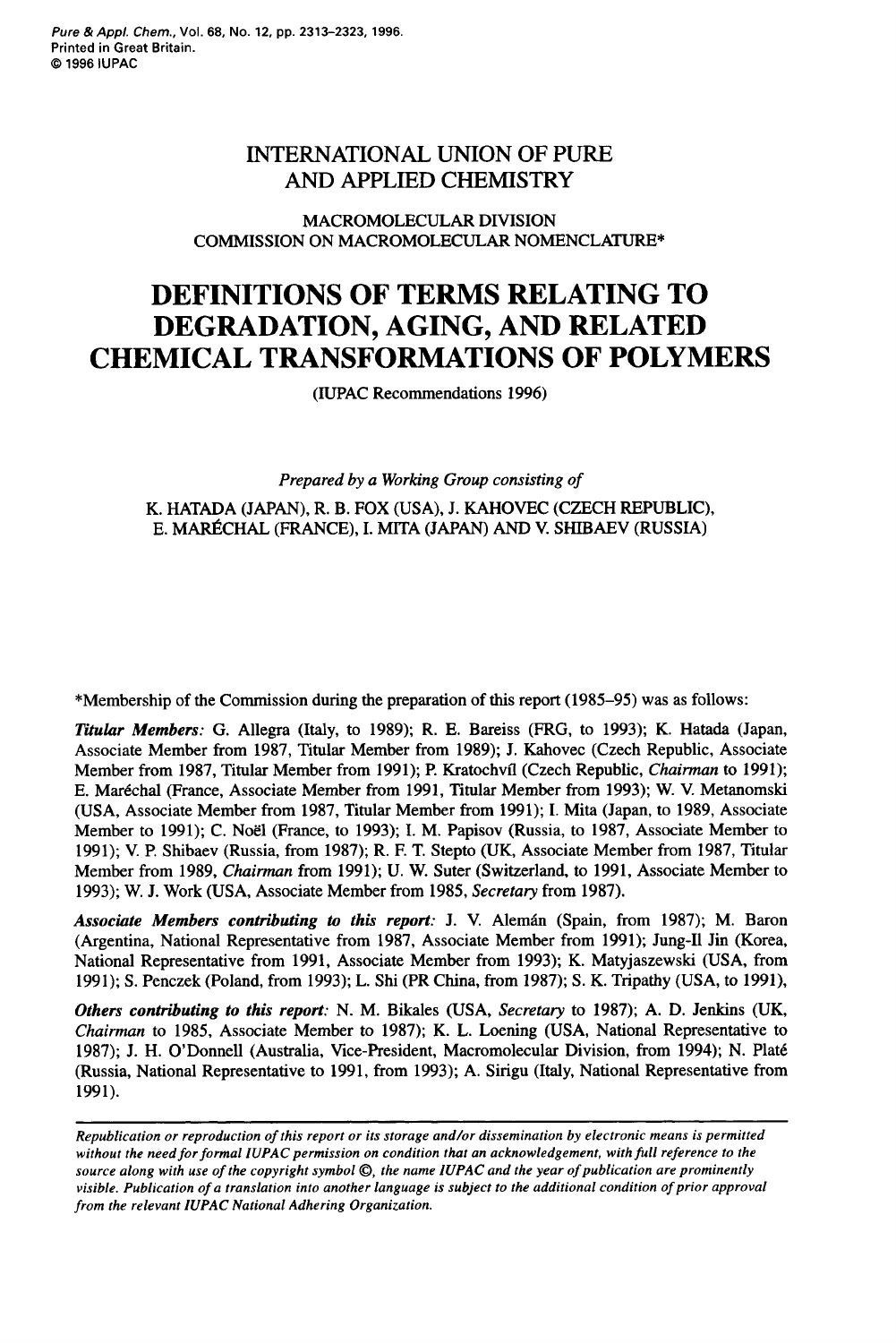INTERNATIONAL UNION OF PURE AND APPLIED CHEMISTRY

MACROMOLECULAR DIVISION
COMMISSION ON MACROMOLECULAR NOMENCLATURE*

# DEFINITIONS OF TERMS RELATING TO DEGRADATION, AGING, AND RELATED CHEMICAL TRANSFORMATIONS OF POLYMERS

(IUPAC Recommendations 1996)

*Prepared by a Working Group consisting of*

K. HATADA (JAPAN), R. B. FOX (USA), J. KAHOVEC (CZECH REPUBLIC), E. MARÉCHAL (FRANCE), I. MITA (JAPAN) AND V. SHIBAEV (RUSSIA)

*Membership of the Commission during the preparation of this report (1985–95) was as follows:

***Titular Members:*** G. Allegra (Italy, to 1989); R. E. Bareiss (FRG, to 1993); K. Hatada (Japan, Associate Member from 1987, Titular Member from 1989); J. Kahovec (Czech Republic, Associate Member from 1987, Titular Member from 1991); P. Kratochvíl (Czech Republic, *Chairman* to 1991); E. Maréchal (France, Associate Member from 1991, Titular Member from 1993); W. V. Metanomski (USA, Associate Member from 1987, Titular Member from 1991); I. Mita (Japan, to 1989, Associate Member to 1991); C. Noël (France, to 1993); I. M. Papisov (Russia, to 1987, Associate Member to 1991); V. P. Shibaev (Russia, from 1987); R. F. T. Stepto (UK, Associate Member from 1987, Titular Member from 1989, *Chairman* from 1991); U. W. Suter (Switzerland, to 1991, Associate Member to 1993); W. J. Work (USA, Associate Member from 1985, *Secretary* from 1987).

***Associate Members contributing to this report:*** J. V. Alemán (Spain, from 1987); M. Baron (Argentina, National Representative from 1987, Associate Member from 1991); Jung-Il Jin (Korea, National Representative from 1991, Associate Member from 1993); K. Matyjaszewski (USA, from 1991); S. Penczek (Poland, from 1993); L. Shi (PR China, from 1987); S. K. Tripathy (USA, to 1991),

***Others contributing to this report:*** N. M. Bikales (USA, *Secretary* to 1987); A. D. Jenkins (UK, *Chairman* to 1985, Associate Member to 1987); K. L. Loening (USA, National Representative to 1987); J. H. O'Donnell (Australia, Vice-President, Macromolecular Division, from 1994); N. Platé (Russia, National Representative to 1991, from 1993); A. Sirigu (Italy, National Representative from 1991).

---

*Republication or reproduction of this report or its storage and/or dissemination by electronic means is permitted without the need for formal IUPAC permission on condition that an acknowledgement, with full reference to the source along with use of the copyright symbol ©, the name IUPAC and the year of publication are prominently visible. Publication of a translation into another language is subject to the additional condition of prior approval from the relevant IUPAC National Adhering Organization.*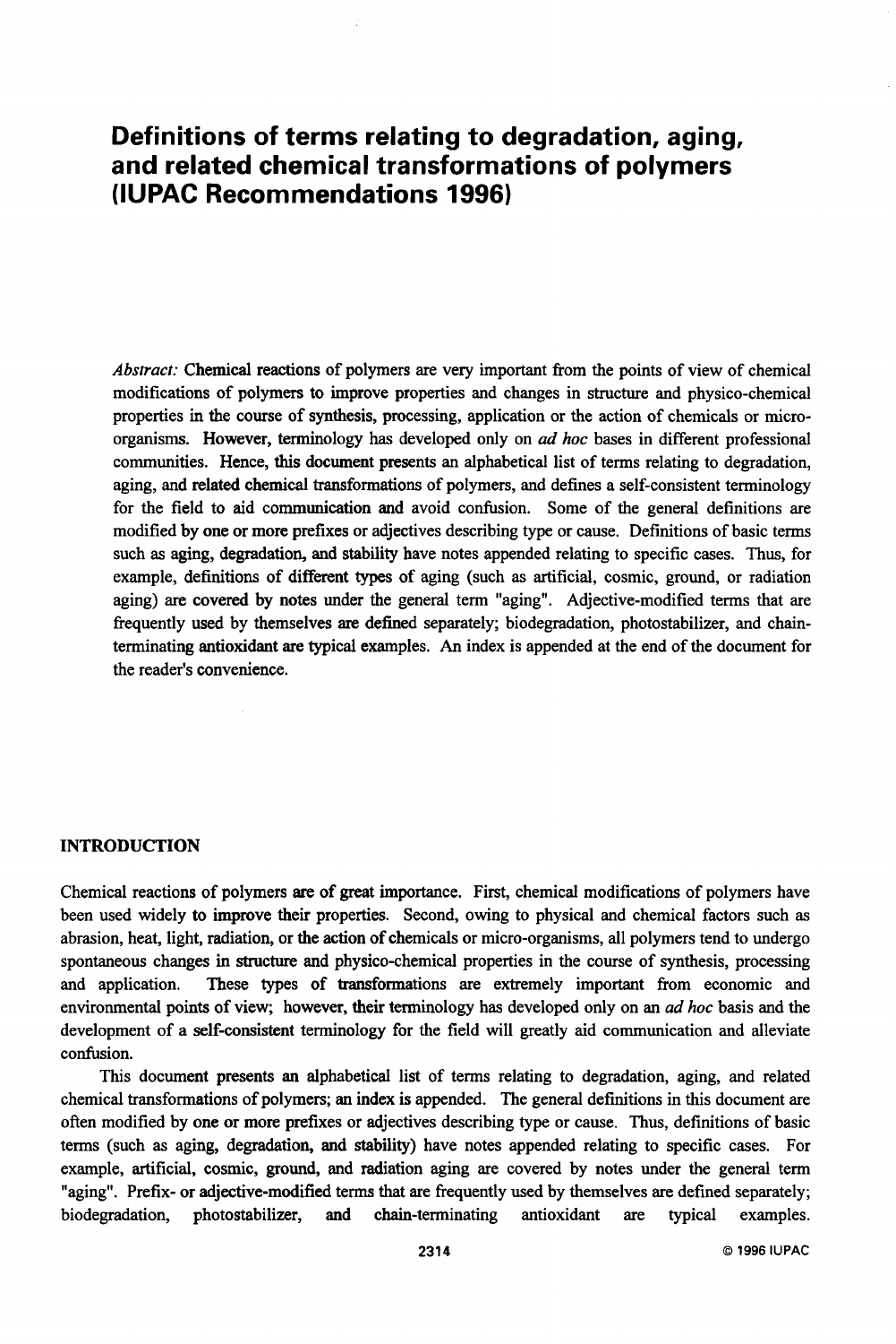# Definitions of terms relating to degradation, aging, and related chemical transformations of polymers (IUPAC Recommendations 1996)

*Abstract:* Chemical reactions of polymers are very important from the points of view of chemical modifications of polymers to improve properties and changes in structure and physico-chemical properties in the course of synthesis, processing, application or the action of chemicals or micro-organisms. However, terminology has developed only on *ad hoc* bases in different professional communities. Hence, this document presents an alphabetical list of terms relating to degradation, aging, and related chemical transformations of polymers, and defines a self-consistent terminology for the field to aid communication and avoid confusion. Some of the general definitions are modified by one or more prefixes or adjectives describing type or cause. Definitions of basic terms such as aging, degradation, and stability have notes appended relating to specific cases. Thus, for example, definitions of different types of aging (such as artificial, cosmic, ground, or radiation aging) are covered by notes under the general term "aging". Adjective-modified terms that are frequently used by themselves are defined separately; biodegradation, photostabilizer, and chain-terminating antioxidant are typical examples. An index is appended at the end of the document for the reader's convenience.

## INTRODUCTION

Chemical reactions of polymers are of great importance. First, chemical modifications of polymers have been used widely to improve their properties. Second, owing to physical and chemical factors such as abrasion, heat, light, radiation, or the action of chemicals or micro-organisms, all polymers tend to undergo spontaneous changes in structure and physico-chemical properties in the course of synthesis, processing and application. These types of transformations are extremely important from economic and environmental points of view; however, their terminology has developed only on an *ad hoc* basis and the development of a self-consistent terminology for the field will greatly aid communication and alleviate confusion.

This document presents an alphabetical list of terms relating to degradation, aging, and related chemical transformations of polymers; an index is appended. The general definitions in this document are often modified by one or more prefixes or adjectives describing type or cause. Thus, definitions of basic terms (such as aging, degradation, and stability) have notes appended relating to specific cases. For example, artificial, cosmic, ground, and radiation aging are covered by notes under the general term "aging". Prefix- or adjective-modified terms that are frequently used by themselves are defined separately; biodegradation, photostabilizer, and chain-terminating antioxidant are typical examples.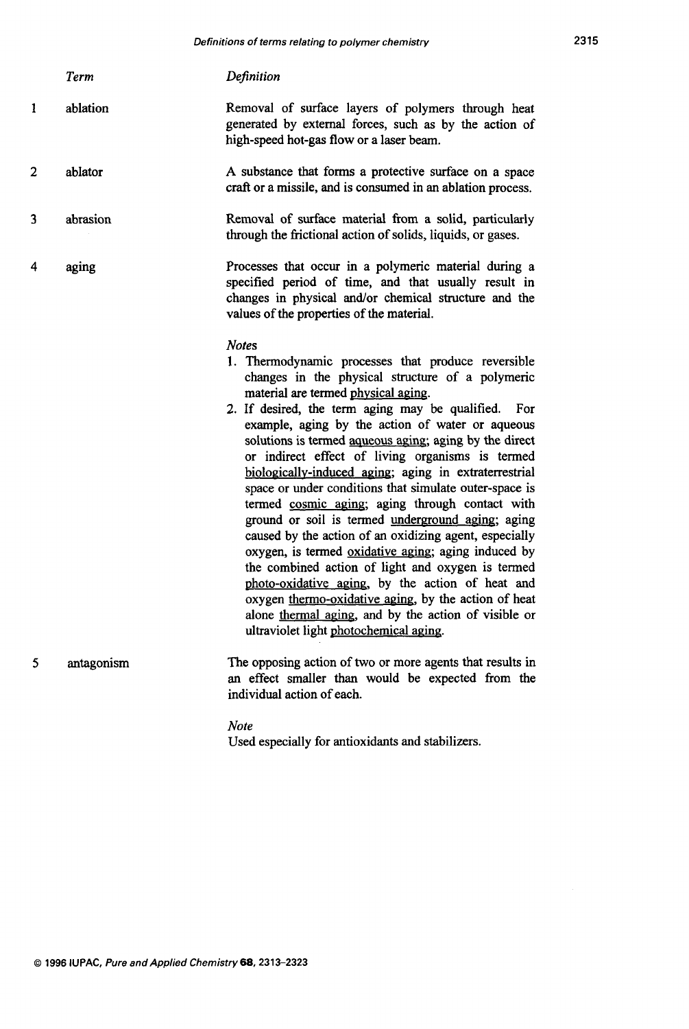| | Term | Definition |
|---|---|---|
| 1 | ablation | Removal of surface layers of polymers through heat generated by external forces, such as by the action of high-speed hot-gas flow or a laser beam. |
| 2 | ablator | A substance that forms a protective surface on a space craft or a missile, and is consumed in an ablation process. |
| 3 | abrasion | Removal of surface material from a solid, particularly through the frictional action of solids, liquids, or gases. |
| 4 | aging | Processes that occur in a polymeric material during a specified period of time, and that usually result in changes in physical and/or chemical structure and the values of the properties of the material. |

*Notes*

1. Thermodynamic processes that produce reversible changes in the physical structure of a polymeric material are termed physical aging.
2. If desired, the term aging may be qualified. For example, aging by the action of water or aqueous solutions is termed aqueous aging; aging by the direct or indirect effect of living organisms is termed biologically-induced aging; aging in extraterrestrial space or under conditions that simulate outer-space is termed cosmic aging; aging through contact with ground or soil is termed underground aging; aging caused by the action of an oxidizing agent, especially oxygen, is termed oxidative aging; aging induced by the combined action of light and oxygen is termed photo-oxidative aging, by the action of heat and oxygen thermo-oxidative aging, by the action of heat alone thermal aging, and by the action of visible or ultraviolet light photochemical aging.

| | Term | Definition |
|---|---|---|
| 5 | antagonism | The opposing action of two or more agents that results in an effect smaller than would be expected from the individual action of each. |

*Note*

Used especially for antioxidants and stabilizers.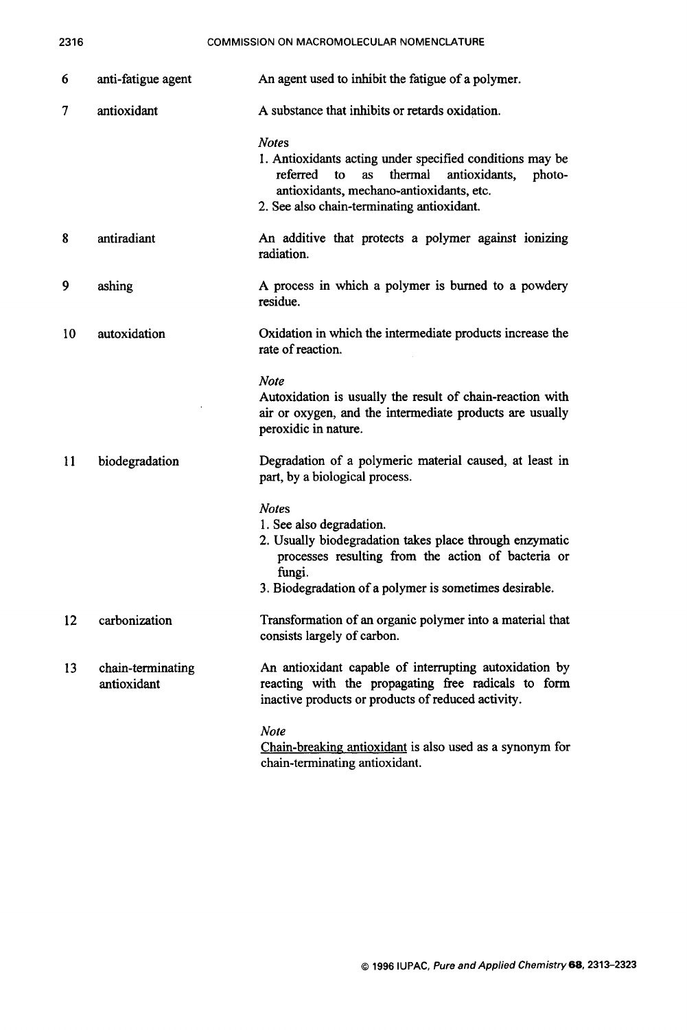| | | |
|---|---|---|
| 6 | anti-fatigue agent | An agent used to inhibit the fatigue of a polymer. |
| 7 | antioxidant | A substance that inhibits or retards oxidation.<br><br>*Notes*<br>1. Antioxidants acting under specified conditions may be referred to as thermal antioxidants, photo-antioxidants, mechano-antioxidants, etc.<br>2. See also chain-terminating antioxidant. |
| 8 | antiradiant | An additive that protects a polymer against ionizing radiation. |
| 9 | ashing | A process in which a polymer is burned to a powdery residue. |
| 10 | autoxidation | Oxidation in which the intermediate products increase the rate of reaction.<br><br>*Note*<br>Autoxidation is usually the result of chain-reaction with air or oxygen, and the intermediate products are usually peroxidic in nature. |
| 11 | biodegradation | Degradation of a polymeric material caused, at least in part, by a biological process.<br><br>*Notes*<br>1. See also degradation.<br>2. Usually biodegradation takes place through enzymatic processes resulting from the action of bacteria or fungi.<br>3. Biodegradation of a polymer is sometimes desirable. |
| 12 | carbonization | Transformation of an organic polymer into a material that consists largely of carbon. |
| 13 | chain-terminating antioxidant | An antioxidant capable of interrupting autoxidation by reacting with the propagating free radicals to form inactive products or products of reduced activity.<br><br>*Note*<br>Chain-breaking antioxidant is also used as a synonym for chain-terminating antioxidant. |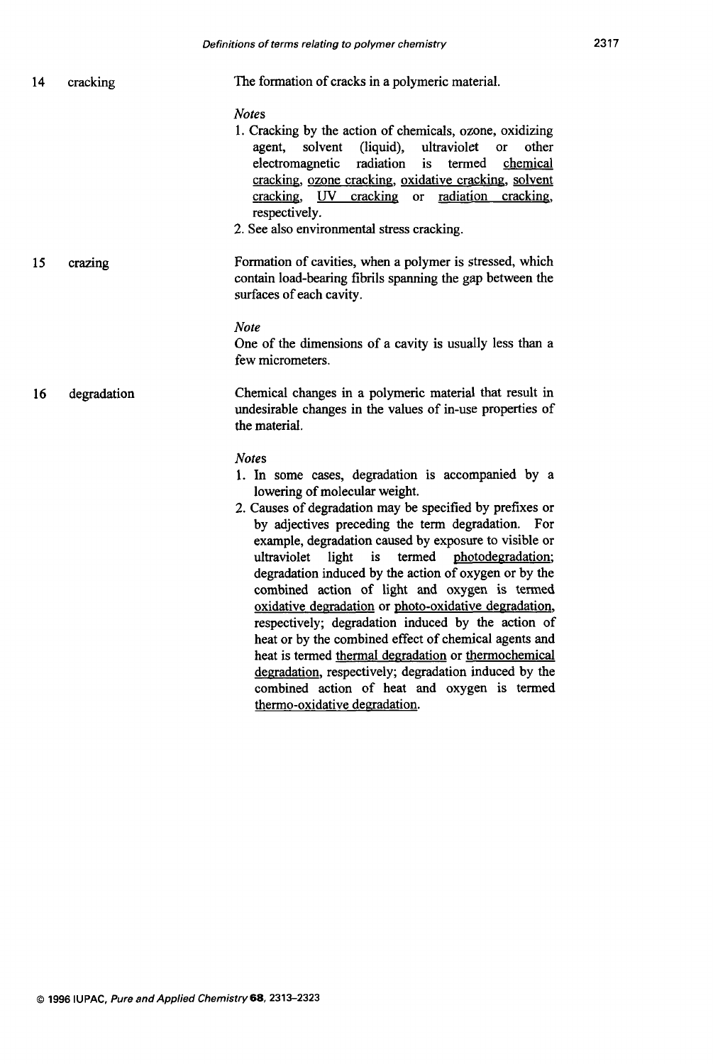14 **cracking**

The formation of cracks in a polymeric material.

*Notes*

1. Cracking by the action of chemicals, ozone, oxidizing agent, solvent (liquid), ultraviolet or other electromagnetic radiation is termed chemical cracking, ozone cracking, oxidative cracking, solvent cracking, UV cracking or radiation cracking, respectively.
2. See also environmental stress cracking.

15 **crazing**

Formation of cavities, when a polymer is stressed, which contain load-bearing fibrils spanning the gap between the surfaces of each cavity.

*Note*

One of the dimensions of a cavity is usually less than a few micrometers.

16 **degradation**

Chemical changes in a polymeric material that result in undesirable changes in the values of in-use properties of the material.

*Notes*

1. In some cases, degradation is accompanied by a lowering of molecular weight.
2. Causes of degradation may be specified by prefixes or by adjectives preceding the term degradation. For example, degradation caused by exposure to visible or ultraviolet light is termed photodegradation; degradation induced by the action of oxygen or by the combined action of light and oxygen is termed oxidative degradation or photo-oxidative degradation, respectively; degradation induced by the action of heat or by the combined effect of chemical agents and heat is termed thermal degradation or thermochemical degradation, respectively; degradation induced by the combined action of heat and oxygen is termed thermo-oxidative degradation.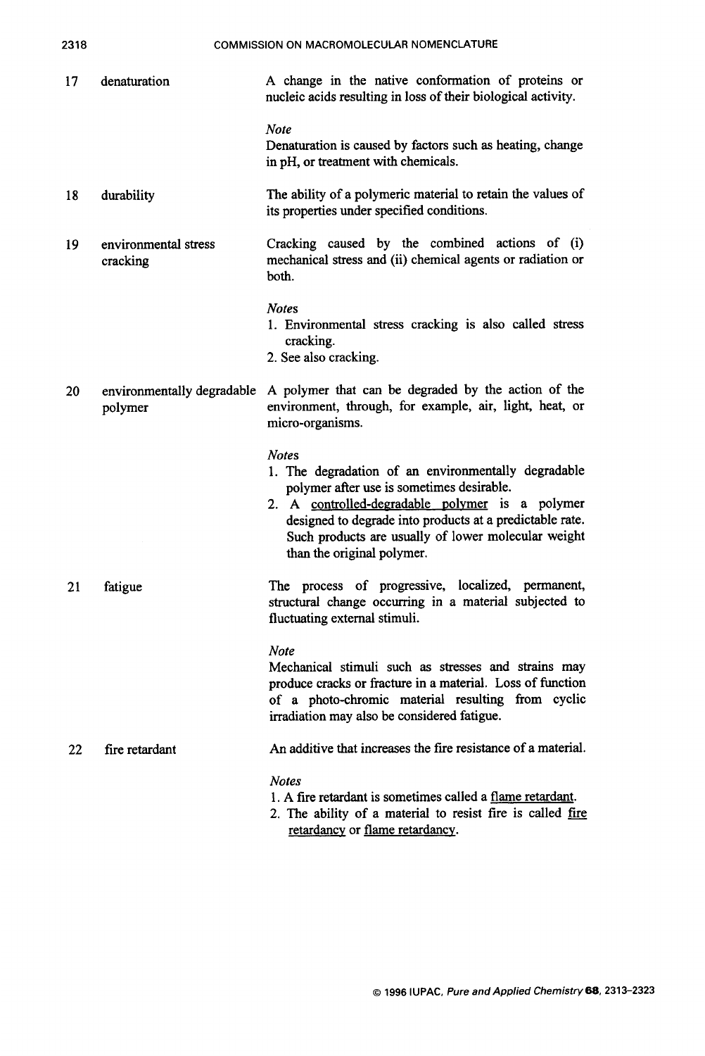**17 denaturation**

A change in the native conformation of proteins or nucleic acids resulting in loss of their biological activity.

*Note*

Denaturation is caused by factors such as heating, change in pH, or treatment with chemicals.

**18 durability**

The ability of a polymeric material to retain the values of its properties under specified conditions.

**19 environmental stress cracking**

Cracking caused by the combined actions of (i) mechanical stress and (ii) chemical agents or radiation or both.

*Notes*

1. Environmental stress cracking is also called stress cracking.
2. See also cracking.

**20 environmentally degradable polymer**

A polymer that can be degraded by the action of the environment, through, for example, air, light, heat, or micro-organisms.

*Notes*

1. The degradation of an environmentally degradable polymer after use is sometimes desirable.
2. A <u>controlled-degradable polymer</u> is a polymer designed to degrade into products at a predictable rate. Such products are usually of lower molecular weight than the original polymer.

**21 fatigue**

The process of progressive, localized, permanent, structural change occurring in a material subjected to fluctuating external stimuli.

*Note*

Mechanical stimuli such as stresses and strains may produce cracks or fracture in a material. Loss of function of a photo-chromic material resulting from cyclic irradiation may also be considered fatigue.

**22 fire retardant**

An additive that increases the fire resistance of a material.

*Notes*

1. A fire retardant is sometimes called a <u>flame retardant</u>.
2. The ability of a material to resist fire is called <u>fire retardancy</u> or <u>flame retardancy</u>.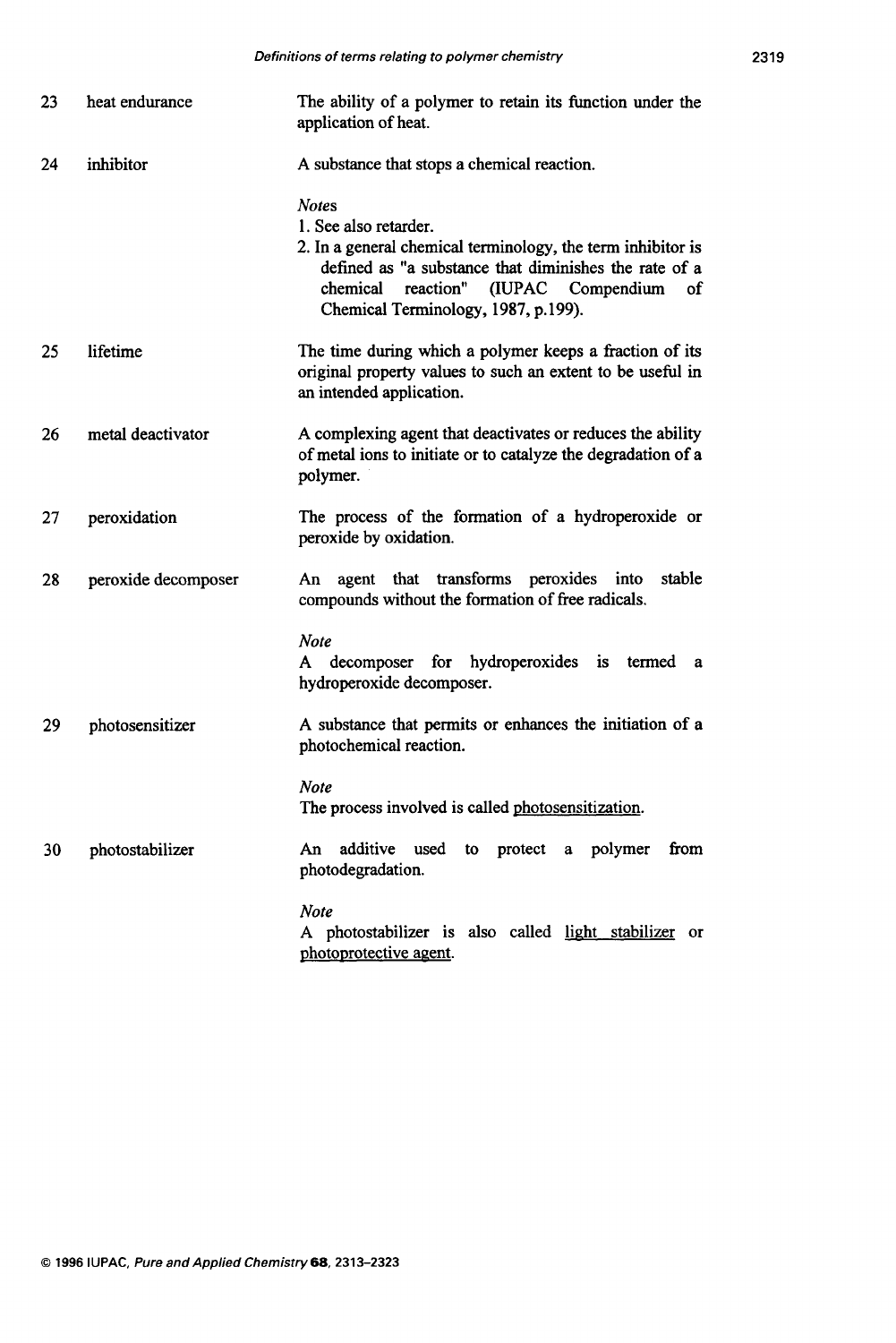| | | |
|---|---|---|
| 23 | heat endurance | The ability of a polymer to retain its function under the application of heat. |
| 24 | inhibitor | A substance that stops a chemical reaction.<br><br>*Notes*<br>1. See also retarder.<br>2. In a general chemical terminology, the term inhibitor is defined as "a substance that diminishes the rate of a chemical reaction" (IUPAC Compendium of Chemical Terminology, 1987, p.199). |
| 25 | lifetime | The time during which a polymer keeps a fraction of its original property values to such an extent to be useful in an intended application. |
| 26 | metal deactivator | A complexing agent that deactivates or reduces the ability of metal ions to initiate or to catalyze the degradation of a polymer. |
| 27 | peroxidation | The process of the formation of a hydroperoxide or peroxide by oxidation. |
| 28 | peroxide decomposer | An agent that transforms peroxides into stable compounds without the formation of free radicals.<br><br>*Note*<br>A decomposer for hydroperoxides is termed a hydroperoxide decomposer. |
| 29 | photosensitizer | A substance that permits or enhances the initiation of a photochemical reaction.<br><br>*Note*<br>The process involved is called photosensitization. |
| 30 | photostabilizer | An additive used to protect a polymer from photodegradation.<br><br>*Note*<br>A photostabilizer is also called light stabilizer or photoprotective agent. |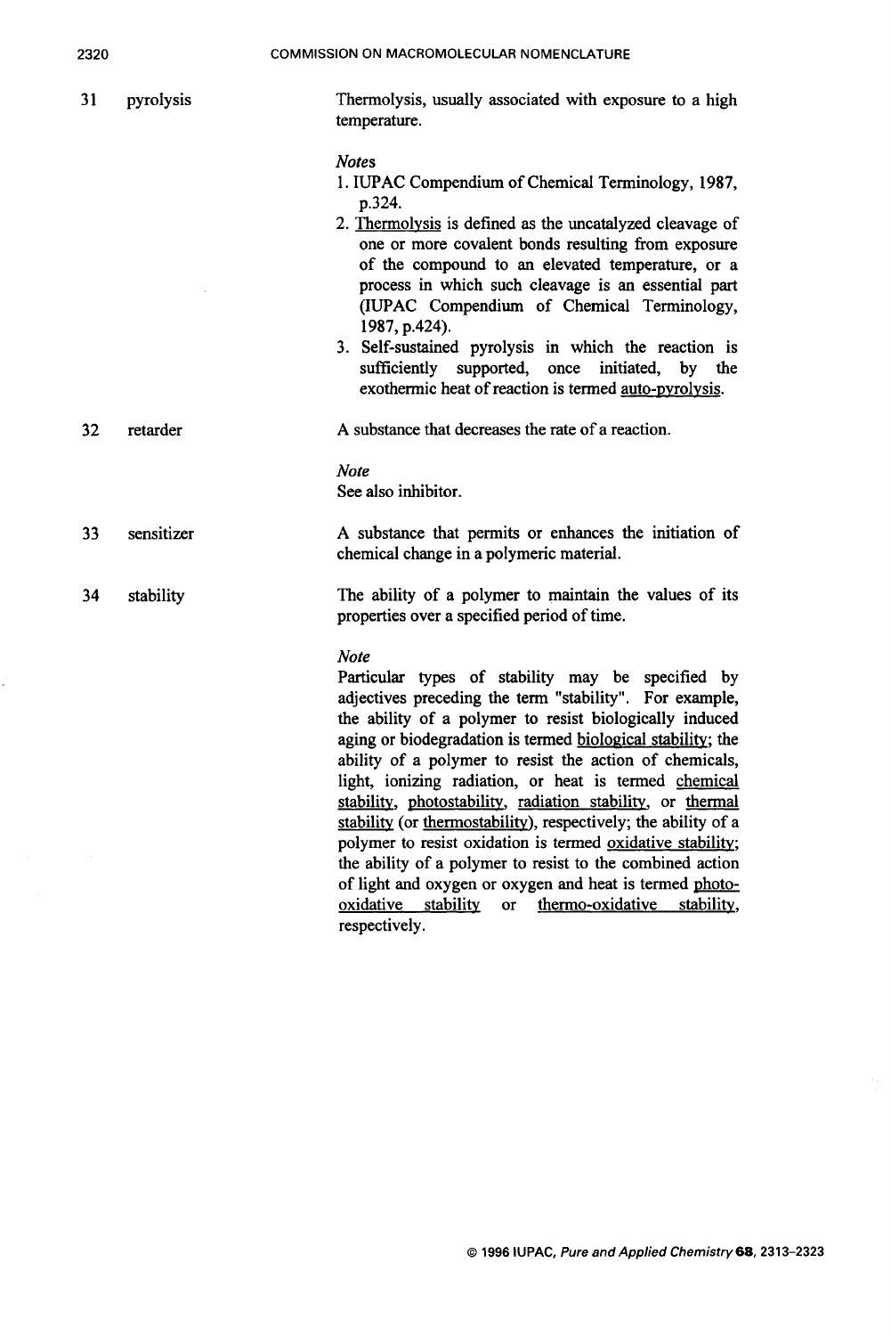**31 pyrolysis**

Thermolysis, usually associated with exposure to a high temperature.

*Notes*

1. IUPAC Compendium of Chemical Terminology, 1987, p.324.
2. Thermolysis is defined as the uncatalyzed cleavage of one or more covalent bonds resulting from exposure of the compound to an elevated temperature, or a process in which such cleavage is an essential part (IUPAC Compendium of Chemical Terminology, 1987, p.424).
3. Self-sustained pyrolysis in which the reaction is sufficiently supported, once initiated, by the exothermic heat of reaction is termed auto-pyrolysis.

**32 retarder**

A substance that decreases the rate of a reaction.

*Note*

See also inhibitor.

**33 sensitizer**

A substance that permits or enhances the initiation of chemical change in a polymeric material.

**34 stability**

The ability of a polymer to maintain the values of its properties over a specified period of time.

*Note*

Particular types of stability may be specified by adjectives preceding the term "stability". For example, the ability of a polymer to resist biologically induced aging or biodegradation is termed biological stability; the ability of a polymer to resist the action of chemicals, light, ionizing radiation, or heat is termed chemical stability, photostability, radiation stability, or thermal stability (or thermostability), respectively; the ability of a polymer to resist oxidation is termed oxidative stability; the ability of a polymer to resist to the combined action of light and oxygen or oxygen and heat is termed photo-oxidative stability or thermo-oxidative stability, respectively.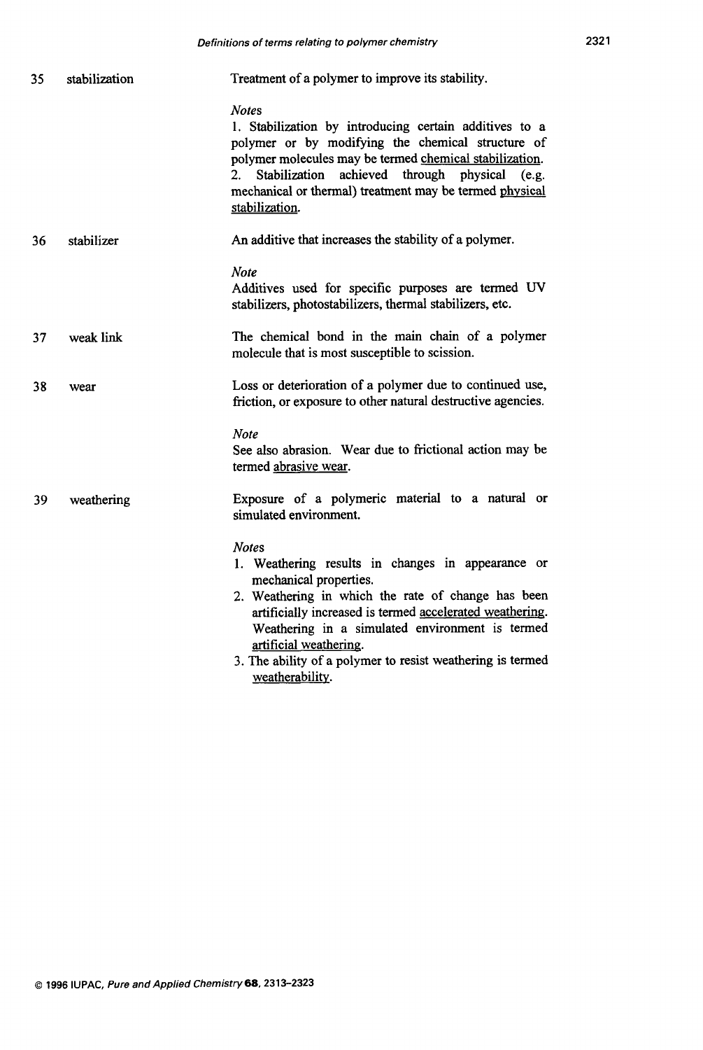35 **stabilization**

Treatment of a polymer to improve its stability.

*Notes*

1. Stabilization by introducing certain additives to a polymer or by modifying the chemical structure of polymer molecules may be termed <u>chemical stabilization</u>.
2. Stabilization achieved through physical (e.g. mechanical or thermal) treatment may be termed <u>physical stabilization</u>.

36 **stabilizer**

An additive that increases the stability of a polymer.

*Note*

Additives used for specific purposes are termed UV stabilizers, photostabilizers, thermal stabilizers, etc.

37 **weak link**

The chemical bond in the main chain of a polymer molecule that is most susceptible to scission.

38 **wear**

Loss or deterioration of a polymer due to continued use, friction, or exposure to other natural destructive agencies.

*Note*

See also abrasion. Wear due to frictional action may be termed <u>abrasive wear</u>.

39 **weathering**

Exposure of a polymeric material to a natural or simulated environment.

*Notes*

1. Weathering results in changes in appearance or mechanical properties.
2. Weathering in which the rate of change has been artificially increased is termed <u>accelerated weathering</u>. Weathering in a simulated environment is termed <u>artificial weathering</u>.
3. The ability of a polymer to resist weathering is termed <u>weatherability</u>.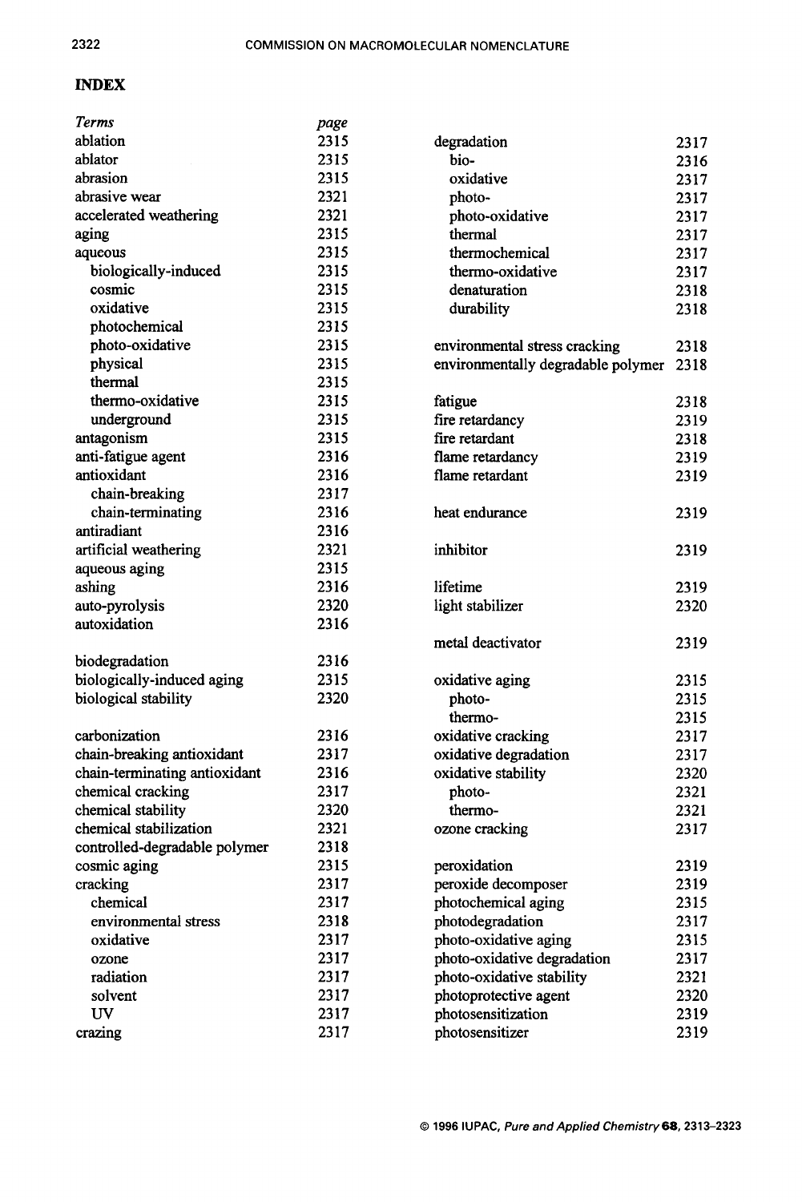## INDEX

| *Terms* | *page* |
|---|---|
| ablation | 2315 |
| ablator | 2315 |
| abrasion | 2315 |
| abrasive wear | 2321 |
| accelerated weathering | 2321 |
| aging | 2315 |
| aqueous | 2315 |
| biologically-induced | 2315 |
| cosmic | 2315 |
| oxidative | 2315 |
| photochemical | 2315 |
| photo-oxidative | 2315 |
| physical | 2315 |
| thermal | 2315 |
| thermo-oxidative | 2315 |
| underground | 2315 |
| antagonism | 2315 |
| anti-fatigue agent | 2316 |
| antioxidant | 2316 |
| chain-breaking | 2317 |
| chain-terminating | 2316 |
| antiradiant | 2316 |
| artificial weathering | 2321 |
| aqueous aging | 2315 |
| ashing | 2316 |
| auto-pyrolysis | 2320 |
| autoxidation | 2316 |
| | |
| biodegradation | 2316 |
| biologically-induced aging | 2315 |
| biological stability | 2320 |
| | |
| carbonization | 2316 |
| chain-breaking antioxidant | 2317 |
| chain-terminating antioxidant | 2316 |
| chemical cracking | 2317 |
| chemical stability | 2320 |
| chemical stabilization | 2321 |
| controlled-degradable polymer | 2318 |
| cosmic aging | 2315 |
| cracking | 2317 |
| chemical | 2317 |
| environmental stress | 2318 |
| oxidative | 2317 |
| ozone | 2317 |
| radiation | 2317 |
| solvent | 2317 |
| UV | 2317 |
| crazing | 2317 |
| degradation | 2317 |
| bio- | 2316 |
| oxidative | 2317 |
| photo- | 2317 |
| photo-oxidative | 2317 |
| thermal | 2317 |
| thermochemical | 2317 |
| thermo-oxidative | 2317 |
| denaturation | 2318 |
| durability | 2318 |
| | |
| environmental stress cracking | 2318 |
| environmentally degradable polymer | 2318 |
| | |
| fatigue | 2318 |
| fire retardancy | 2319 |
| fire retardant | 2318 |
| flame retardancy | 2319 |
| flame retardant | 2319 |
| | |
| heat endurance | 2319 |
| | |
| inhibitor | 2319 |
| | |
| lifetime | 2319 |
| light stabilizer | 2320 |
| | |
| metal deactivator | 2319 |
| | |
| oxidative aging | 2315 |
| photo- | 2315 |
| thermo- | 2315 |
| oxidative cracking | 2317 |
| oxidative degradation | 2317 |
| oxidative stability | 2320 |
| photo- | 2321 |
| thermo- | 2321 |
| ozone cracking | 2317 |
| | |
| peroxidation | 2319 |
| peroxide decomposer | 2319 |
| photochemical aging | 2315 |
| photodegradation | 2317 |
| photo-oxidative aging | 2315 |
| photo-oxidative degradation | 2317 |
| photo-oxidative stability | 2321 |
| photoprotective agent | 2320 |
| photosensitization | 2319 |
| photosensitizer | 2319 |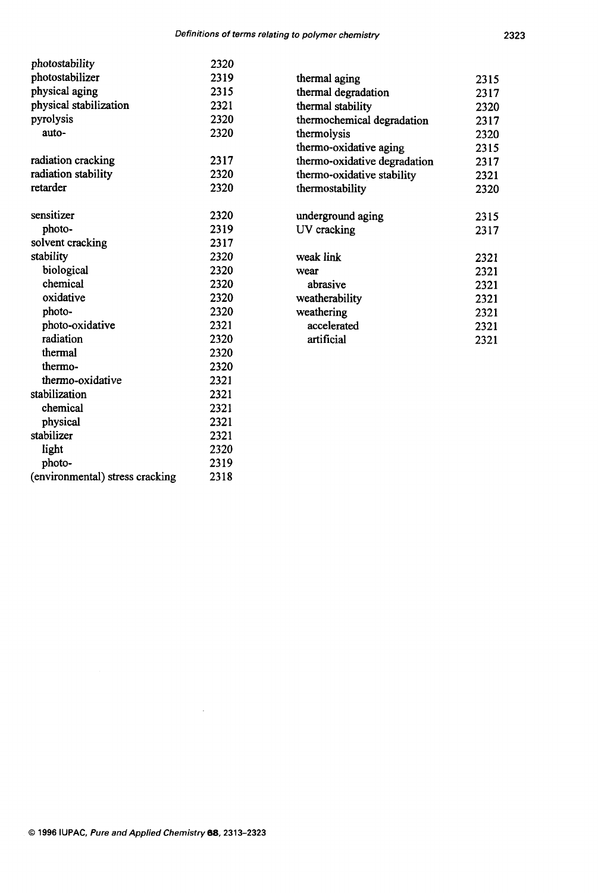| | |
|---|---|
| photostability | 2320 |
| photostabilizer | 2319 |
| physical aging | 2315 |
| physical stabilization | 2321 |
| pyrolysis | 2320 |
| auto- | 2320 |
| | |
| radiation cracking | 2317 |
| radiation stability | 2320 |
| retarder | 2320 |
| | |
| sensitizer | 2320 |
| photo- | 2319 |
| solvent cracking | 2317 |
| stability | 2320 |
| biological | 2320 |
| chemical | 2320 |
| oxidative | 2320 |
| photo- | 2320 |
| photo-oxidative | 2321 |
| radiation | 2320 |
| thermal | 2320 |
| thermo- | 2320 |
| thermo-oxidative | 2321 |
| stabilization | 2321 |
| chemical | 2321 |
| physical | 2321 |
| stabilizer | 2321 |
| light | 2320 |
| photo- | 2319 |
| (environmental) stress cracking | 2318 |
| | |
| thermal aging | 2315 |
| thermal degradation | 2317 |
| thermal stability | 2320 |
| thermochemical degradation | 2317 |
| thermolysis | 2320 |
| thermo-oxidative aging | 2315 |
| thermo-oxidative degradation | 2317 |
| thermo-oxidative stability | 2321 |
| thermostability | 2320 |
| | |
| underground aging | 2315 |
| UV cracking | 2317 |
| | |
| weak link | 2321 |
| wear | 2321 |
| abrasive | 2321 |
| weatherability | 2321 |
| weathering | 2321 |
| accelerated | 2321 |
| artificial | 2321 |

© 1996 IUPAC, *Pure and Applied Chemistry* **68**, 2313–2323